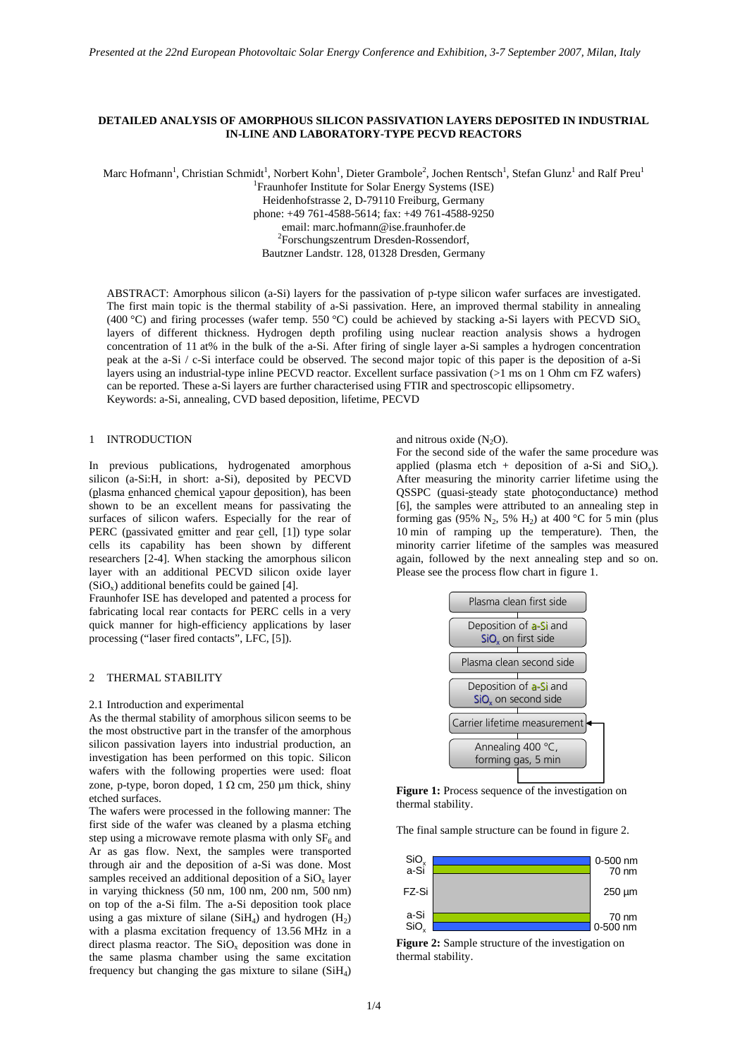# DETAILED ANALYSIS OF AMORPHOUS SILICON PASSIVATION LAYERS DEPOSITED IN INDUSTRIAL IN-LINE AND LABORATORY-TYPE PECVD REACTORS

Marc Hofmann[1], Christian Schmidt[1], Norbert Kohn[1], Dieter Grambole[2], Jochen Rentsch[1], Stefan Glunz[1] and Ralf Preu[1]

[1]Fraunhofer Institute for Solar Energy Systems (ISE)
Heidenhofstrasse 2, D-79110 Freiburg, Germany
phone: +49 761-4588-5614; fax: +49 761-4588-9250
email: marc.hofmann@ise.fraunhofer.de
[2]Forschungszentrum Dresden-Rossendorf,
Bautzner Landstr. 128, 01328 Dresden, Germany

ABSTRACT: Amorphous silicon (a-Si) layers for the passivation of p-type silicon wafer surfaces are investigated. The first main topic is the thermal stability of a-Si passivation. Here, an improved thermal stability in annealing (400 °C) and firing processes (wafer temp. 550 °C) could be achieved by stacking a-Si layers with PECVD $SiO_x$ layers of different thickness. Hydrogen depth profiling using nuclear reaction analysis shows a hydrogen concentration of 11 at% in the bulk of the a-Si. After firing of single layer a-Si samples a hydrogen concentration peak at the a-Si / c-Si interface could be observed. The second major topic of this paper is the deposition of a-Si layers using an industrial-type inline PECVD reactor. Excellent surface passivation (>1 ms on 1 Ohm cm FZ wafers) can be reported. These a-Si layers are further characterised using FTIR and spectroscopic ellipsometry.
Keywords: a-Si, annealing, CVD based deposition, lifetime, PECVD

## 1 INTRODUCTION

In previous publications, hydrogenated amorphous silicon (a-Si:H, in short: a-Si), deposited by PECVD (plasma enhanced chemical vapour deposition), has been shown to be an excellent means for passivating the surfaces of silicon wafers. Especially for the rear of PERC (passivated emitter and rear cell, [1]) type solar cells its capability has been shown by different researchers [2-4]. When stacking the amorphous silicon layer with an additional PECVD silicon oxide layer ($SiO_x$) additional benefits could be gained [4].

Fraunhofer ISE has developed and patented a process for fabricating local rear contacts for PERC cells in a very quick manner for high-efficiency applications by laser processing ("laser fired contacts", LFC, [5]).

## 2 THERMAL STABILITY

### 2.1 Introduction and experimental

As the thermal stability of amorphous silicon seems to be the most obstructive part in the transfer of the amorphous silicon passivation layers into industrial production, an investigation has been performed on this topic. Silicon wafers with the following properties were used: float zone, p-type, boron doped, 1 Ω cm, 250 µm thick, shiny etched surfaces.

The wafers were processed in the following manner: The first side of the wafer was cleaned by a plasma etching step using a microwave remote plasma with only $SF_6$ and Ar as gas flow. Next, the samples were transported through air and the deposition of a-Si was done. Most samples received an additional deposition of a $SiO_x$ layer in varying thickness (50 nm, 100 nm, 200 nm, 500 nm) on top of the a-Si film. The a-Si deposition took place using a gas mixture of silane ($SiH_4$) and hydrogen ($H_2$) with a plasma excitation frequency of 13.56 MHz in a direct plasma reactor. The $SiO_x$ deposition was done in the same plasma chamber using the same excitation frequency but changing the gas mixture to silane ($SiH_4$) and nitrous oxide ($N_2O$).

For the second side of the wafer the same procedure was applied (plasma etch + deposition of a-Si and $SiO_x$). After measuring the minority carrier lifetime using the QSSPC (quasi-steady state photoconductance) method [6], the samples were attributed to an annealing step in forming gas (95% $N_2$, 5% $H_2$) at 400 °C for 5 min (plus 10 min of ramping up the temperature). Then, the minority carrier lifetime of the samples was measured again, followed by the next annealing step and so on. Please see the process flow chart in figure 1.

Plasma clean first side → Deposition of a-Si and $SiO_x$ on first side → Plasma clean second side → Deposition of a-Si and $SiO_x$ on second side → Carrier lifetime measurement → Annealing 400 °C, forming gas, 5 min → (back to Carrier lifetime measurement)

**Figure 1:** Process sequence of the investigation on thermal stability.

The final sample structure can be found in figure 2.

| Layer | Thickness |
|---|---|
| $SiO_x$ | 0-500 nm |
| a-Si | 70 nm |
| FZ-Si | 250 µm |
| a-Si | 70 nm |
| $SiO_x$ | 0-500 nm |

**Figure 2:** Sample structure of the investigation on thermal stability.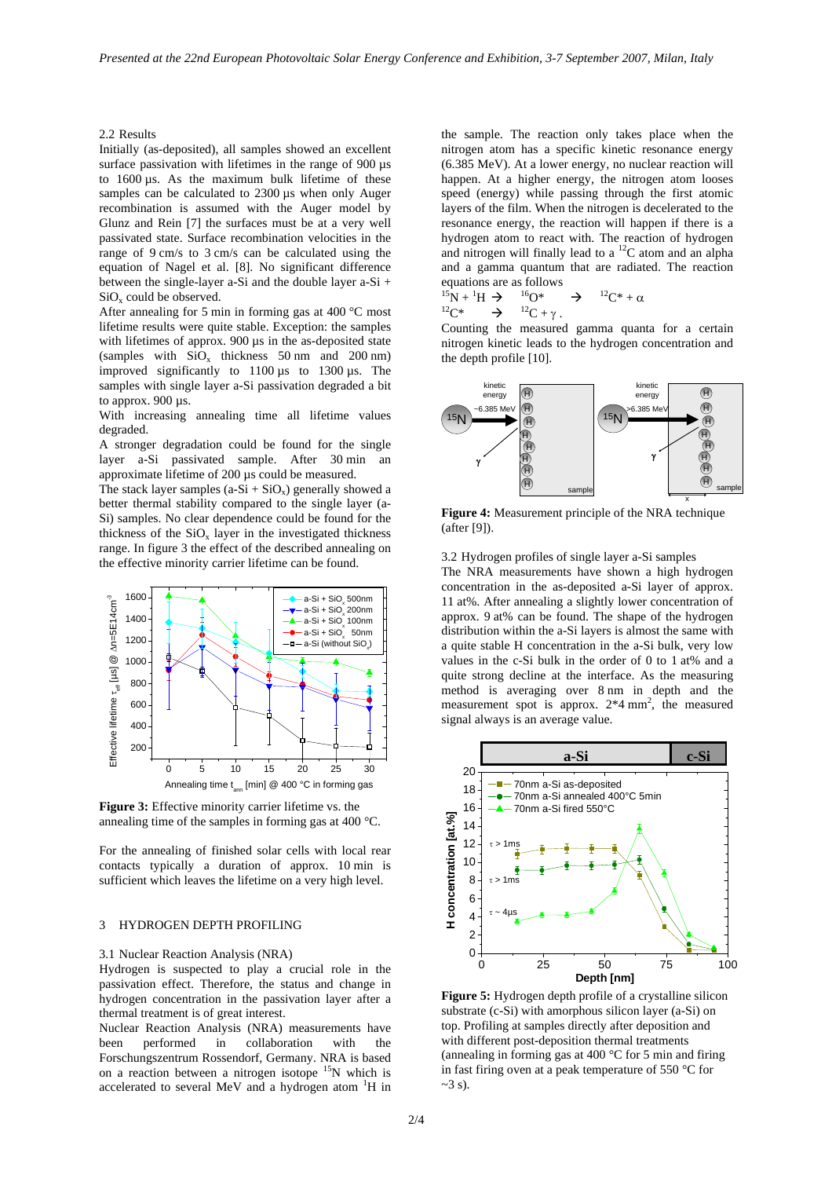2.2 Results

Initially (as-deposited), all samples showed an excellent surface passivation with lifetimes in the range of 900 µs to 1600 µs. As the maximum bulk lifetime of these samples can be calculated to 2300 µs when only Auger recombination is assumed with the Auger model by Glunz and Rein [7] the surfaces must be at a very well passivated state. Surface recombination velocities in the range of 9 cm/s to 3 cm/s can be calculated using the equation of Nagel et al. [8]. No significant difference between the single-layer a-Si and the double layer a-Si + $SiO_x$ could be observed.

After annealing for 5 min in forming gas at 400 °C most lifetime results were quite stable. Exception: the samples with lifetimes of approx. 900 µs in the as-deposited state (samples with $SiO_x$ thickness 50 nm and 200 nm) improved significantly to 1100 µs to 1300 µs. The samples with single layer a-Si passivation degraded a bit to approx. 900 µs.

With increasing annealing time all lifetime values degraded.

A stronger degradation could be found for the single layer a-Si passivated sample. After 30 min an approximate lifetime of 200 µs could be measured.

The stack layer samples (a-Si + $SiO_x$) generally showed a better thermal stability compared to the single layer (a-Si) samples. No clear dependence could be found for the thickness of the $SiO_x$ layer in the investigated thickness range. In figure 3 the effect of the described annealing on the effective minority carrier lifetime can be found.

**Figure 3:** Effective minority carrier lifetime vs. the annealing time of the samples in forming gas at 400 °C.

For the annealing of finished solar cells with local rear contacts typically a duration of approx. 10 min is sufficient which leaves the lifetime on a very high level.

## 3 HYDROGEN DEPTH PROFILING

### 3.1 Nuclear Reaction Analysis (NRA)

Hydrogen is suspected to play a crucial role in the passivation effect. Therefore, the status and change in hydrogen concentration in the passivation layer after a thermal treatment is of great interest.

Nuclear Reaction Analysis (NRA) measurements have been performed in collaboration with the Forschungszentrum Rossendorf, Germany. NRA is based on a reaction between a nitrogen isotope $^{15}N$ which is accelerated to several MeV and a hydrogen atom $^{1}H$ in the sample. The reaction only takes place when the nitrogen atom has a specific kinetic resonance energy (6.385 MeV). At a lower energy, no nuclear reaction will happen. At a higher energy, the nitrogen atom looses speed (energy) while passing through the first atomic layers of the film. When the nitrogen is decelerated to the resonance energy, the reaction will happen if there is a hydrogen atom to react with. The reaction of hydrogen and nitrogen will finally lead to a $^{12}C$ atom and an alpha and a gamma quantum that are radiated. The reaction equations are as follows

$$^{15}N + {}^{1}H \rightarrow {}^{16}O^* \rightarrow {}^{12}C^* + \alpha$$

$$^{12}C^* \rightarrow {}^{12}C + \gamma\,.$$

Counting the measured gamma quanta for a certain nitrogen kinetic leads to the hydrogen concentration and the depth profile [10].

**Figure 4:** Measurement principle of the NRA technique (after [9]).

### 3.2 Hydrogen profiles of single layer a-Si samples

The NRA measurements have shown a high hydrogen concentration in the as-deposited a-Si layer of approx. 11 at%. After annealing a slightly lower concentration of approx. 9 at% can be found. The shape of the hydrogen distribution within the a-Si layers is almost the same with a quite stable H concentration in the a-Si bulk, very low values in the c-Si bulk in the order of 0 to 1 at% and a quite strong decline at the interface. As the measuring method is averaging over 8 nm in depth and the measurement spot is approx. 2*4 $mm^2$, the measured signal always is an average value.

**Figure 5:** Hydrogen depth profile of a crystalline silicon substrate (c-Si) with amorphous silicon layer (a-Si) on top. Profiling at samples directly after deposition and with different post-deposition thermal treatments (annealing in forming gas at 400 °C for 5 min and firing in fast firing oven at a peak temperature of 550 °C for ~3 s).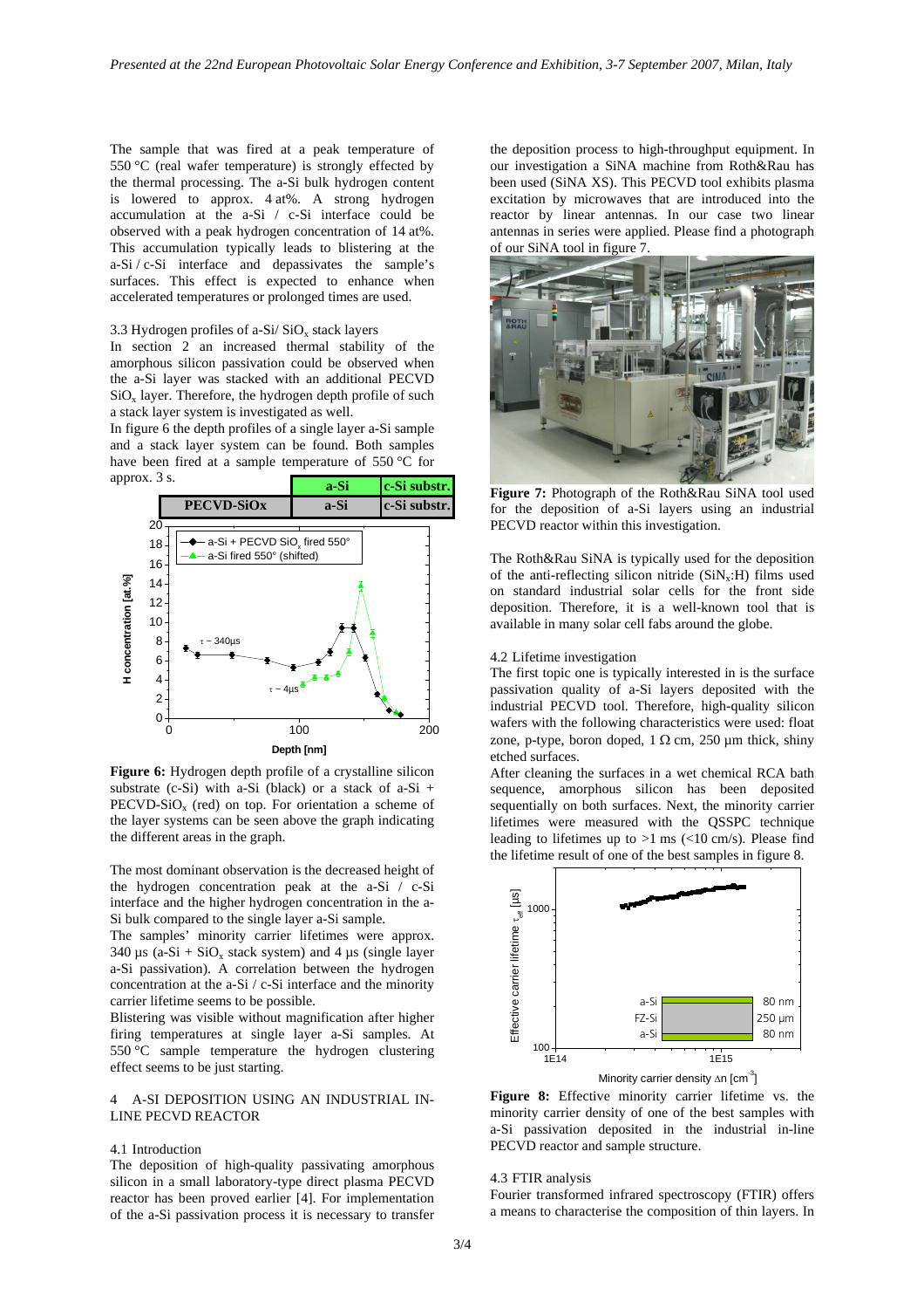The sample that was fired at a peak temperature of 550 °C (real wafer temperature) is strongly effected by the thermal processing. The a-Si bulk hydrogen content is lowered to approx. 4 at%. A strong hydrogen accumulation at the a-Si / c-Si interface could be observed with a peak hydrogen concentration of 14 at%. This accumulation typically leads to blistering at the a-Si / c-Si interface and depassivates the sample's surfaces. This effect is expected to enhance when accelerated temperatures or prolonged times are used.

3.3 Hydrogen profiles of a-Si/ $SiO_x$ stack layers

In section 2 an increased thermal stability of the amorphous silicon passivation could be observed when the a-Si layer was stacked with an additional PECVD $SiO_x$ layer. Therefore, the hydrogen depth profile of such a stack layer system is investigated as well.

In figure 6 the depth profiles of a single layer a-Si sample and a stack layer system can be found. Both samples have been fired at a sample temperature of 550 °C for approx. 3 s.

**Figure 6:** Hydrogen depth profile of a crystalline silicon substrate (c-Si) with a-Si (black) or a stack of a-Si + PECVD-$SiO_x$ (red) on top. For orientation a scheme of the layer systems can be seen above the graph indicating the different areas in the graph.

The most dominant observation is the decreased height of the hydrogen concentration peak at the a-Si / c-Si interface and the higher hydrogen concentration in the a-Si bulk compared to the single layer a-Si sample.

The samples' minority carrier lifetimes were approx. 340 µs (a-Si + $SiO_x$ stack system) and 4 µs (single layer a-Si passivation). A correlation between the hydrogen concentration at the a-Si / c-Si interface and the minority carrier lifetime seems to be possible.

Blistering was visible without magnification after higher firing temperatures at single layer a-Si samples. At 550 °C sample temperature the hydrogen clustering effect seems to be just starting.

## 4 A-SI DEPOSITION USING AN INDUSTRIAL IN-LINE PECVD REACTOR

4.1 Introduction

The deposition of high-quality passivating amorphous silicon in a small laboratory-type direct plasma PECVD reactor has been proved earlier [4]. For implementation of the a-Si passivation process it is necessary to transfer the deposition process to high-throughput equipment. In our investigation a SiNA machine from Roth&Rau has been used (SiNA XS). This PECVD tool exhibits plasma excitation by microwaves that are introduced into the reactor by linear antennas. In our case two linear antennas in series were applied. Please find a photograph of our SiNA tool in figure 7.

**Figure 7:** Photograph of the Roth&Rau SiNA tool used for the deposition of a-Si layers using an industrial PECVD reactor within this investigation.

The Roth&Rau SiNA is typically used for the deposition of the anti-reflecting silicon nitride ($SiN_x$:H) films used on standard industrial solar cells for the front side deposition. Therefore, it is a well-known tool that is available in many solar cell fabs around the globe.

4.2 Lifetime investigation

The first topic one is typically interested in is the surface passivation quality of a-Si layers deposited with the industrial PECVD tool. Therefore, high-quality silicon wafers with the following characteristics were used: float zone, p-type, boron doped, 1 Ω cm, 250 µm thick, shiny etched surfaces.

After cleaning the surfaces in a wet chemical RCA bath sequence, amorphous silicon has been deposited sequentially on both surfaces. Next, the minority carrier lifetimes were measured with the QSSPC technique leading to lifetimes up to >1 ms (<10 cm/s). Please find the lifetime result of one of the best samples in figure 8.

**Figure 8:** Effective minority carrier lifetime vs. the minority carrier density of one of the best samples with a-Si passivation deposited in the industrial in-line PECVD reactor and sample structure.

4.3 FTIR analysis

Fourier transformed infrared spectroscopy (FTIR) offers a means to characterise the composition of thin layers. In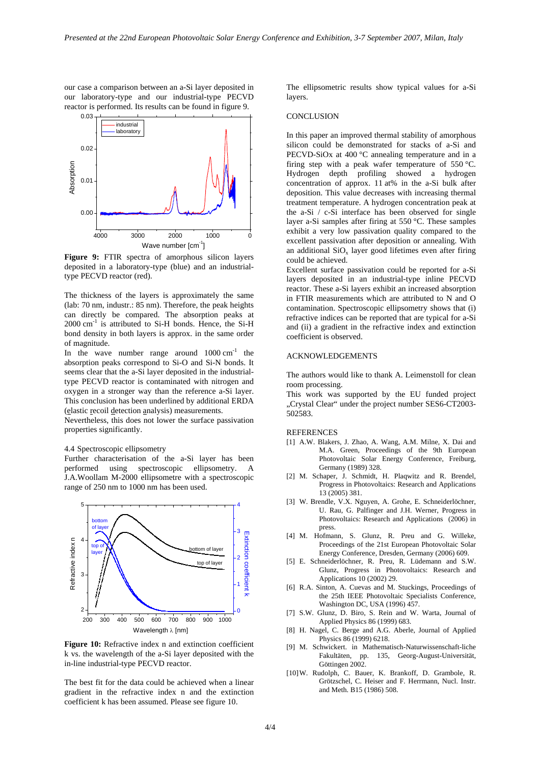our case a comparison between an a-Si layer deposited in our laboratory-type and our industrial-type PECVD reactor is performed. Its results can be found in figure 9.

0.03
0.02
0.01
0.00
Absorption
industrial
laboratory
4000
3000
2000
1000
0
Wave number [cm$^{-1}$]

**Figure 9:** FTIR spectra of amorphous silicon layers deposited in a laboratory-type (blue) and an industrial-type PECVD reactor (red).

The thickness of the layers is approximately the same (lab: 70 nm, industr.: 85 nm). Therefore, the peak heights can directly be compared. The absorption peaks at 2000 cm$^{-1}$ is attributed to Si-H bonds. Hence, the Si-H bond density in both layers is approx. in the same order of magnitude.

In the wave number range around 1000 cm$^{-1}$ the absorption peaks correspond to Si-O and Si-N bonds. It seems clear that the a-Si layer deposited in the industrial-type PECVD reactor is contaminated with nitrogen and oxygen in a stronger way than the reference a-Si layer. This conclusion has been underlined by additional ERDA (elastic recoil detection analysis) measurements.

Nevertheless, this does not lower the surface passivation properties significantly.

### 4.4 Spectroscopic ellipsometry

Further characterisation of the a-Si layer has been performed using spectroscopic ellipsometry. A J.A.Woollam M-2000 ellipsometre with a spectroscopic range of 250 nm to 1000 nm has been used.

5
4
3
2
Refractive index n
4
3
2
1
0
Extinction coefficient k
bottom of layer
top of layer
bottom of layer
top of layer
200
300
400
500
600
700
800
900
1000
Wavelength λ [nm]

**Figure 10:** Refractive index n and extinction coefficient k vs. the wavelength of the a-Si layer deposited with the in-line industrial-type PECVD reactor.

The best fit for the data could be achieved when a linear gradient in the refractive index n and the extinction coefficient k has been assumed. Please see figure 10.

The ellipsometric results show typical values for a-Si layers.

## CONCLUSION

In this paper an improved thermal stability of amorphous silicon could be demonstrated for stacks of a-Si and PECVD-SiOx at 400 °C annealing temperature and in a firing step with a peak wafer temperature of 550 °C. Hydrogen depth profiling showed a hydrogen concentration of approx. 11 at% in the a-Si bulk after deposition. This value decreases with increasing thermal treatment temperature. A hydrogen concentration peak at the a-Si / c-Si interface has been observed for single layer a-Si samples after firing at 550 °C. These samples exhibit a very low passivation quality compared to the excellent passivation after deposition or annealing. With an additional $SiO_x$ layer good lifetimes even after firing could be achieved.

Excellent surface passivation could be reported for a-Si layers deposited in an industrial-type inline PECVD reactor. These a-Si layers exhibit an increased absorption in FTIR measurements which are attributed to N and O contamination. Spectroscopic ellipsometry shows that (i) refractive indices can be reported that are typical for a-Si and (ii) a gradient in the refractive index and extinction coefficient is observed.

## ACKNOWLEDGEMENTS

The authors would like to thank A. Leimenstoll for clean room processing.

This work was supported by the EU funded project „Crystal Clear" under the project number SES6-CT2003-502583.

## REFERENCES

[1] A.W. Blakers, J. Zhao, A. Wang, A.M. Milne, X. Dai and M.A. Green, Proceedings of the 9th European Photovoltaic Solar Energy Conference, Freiburg, Germany (1989) 328.

[2] M. Schaper, J. Schmidt, H. Plaqwitz and R. Brendel, Progress in Photovoltaics: Research and Applications 13 (2005) 381.

[3] W. Brendle, V.X. Nguyen, A. Grohe, E. Schneiderlöchner, U. Rau, G. Palfinger and J.H. Werner, Progress in Photovoltaics: Research and Applications (2006) in press.

[4] M. Hofmann, S. Glunz, R. Preu and G. Willeke, Proceedings of the 21st European Photovoltaic Solar Energy Conference, Dresden, Germany (2006) 609.

[5] E. Schneiderlöchner, R. Preu, R. Lüdemann and S.W. Glunz, Progress in Photovoltaics: Research and Applications 10 (2002) 29.

[6] R.A. Sinton, A. Cuevas and M. Stuckings, Proceedings of the 25th IEEE Photovoltaic Specialists Conference, Washington DC, USA (1996) 457.

[7] S.W. Glunz, D. Biro, S. Rein and W. Warta, Journal of Applied Physics 86 (1999) 683.

[8] H. Nagel, C. Berge and A.G. Aberle, Journal of Applied Physics 86 (1999) 6218.

[9] M. Schwickert. in Mathematisch-Naturwissenschaft-liche Fakultäten, pp. 135, Georg-August-Universität, Göttingen 2002.

[10] W. Rudolph, C. Bauer, K. Brankoff, D. Grambole, R. Grötzschel, C. Heiser and F. Herrmann, Nucl. Instr. and Meth. B15 (1986) 508.